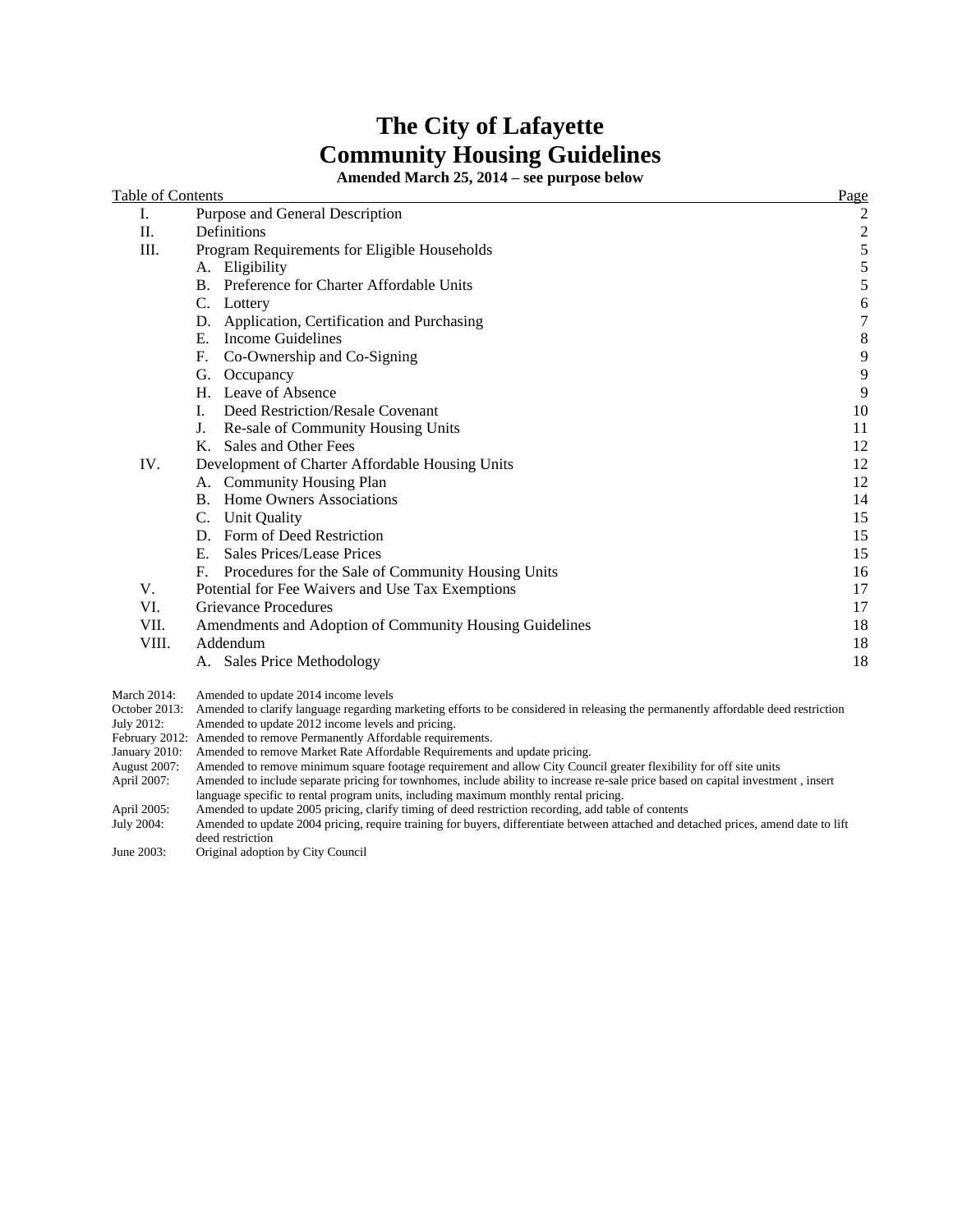# The City of Lafayette
# Community Housing Guidelines

**Amended March 25, 2014 – see purpose below**

| Table of Contents | | Page |
|---|---|---|
| I. | Purpose and General Description | 2 |
| II. | Definitions | 2 |
| III. | Program Requirements for Eligible Households | 5 |
| | A. Eligibility | 5 |
| | B. Preference for Charter Affordable Units | 5 |
| | C. Lottery | 6 |
| | D. Application, Certification and Purchasing | 7 |
| | E. Income Guidelines | 8 |
| | F. Co-Ownership and Co-Signing | 9 |
| | G. Occupancy | 9 |
| | H. Leave of Absence | 9 |
| | I. Deed Restriction/Resale Covenant | 10 |
| | J. Re-sale of Community Housing Units | 11 |
| | K. Sales and Other Fees | 12 |
| IV. | Development of Charter Affordable Housing Units | 12 |
| | A. Community Housing Plan | 12 |
| | B. Home Owners Associations | 14 |
| | C. Unit Quality | 15 |
| | D. Form of Deed Restriction | 15 |
| | E. Sales Prices/Lease Prices | 15 |
| | F. Procedures for the Sale of Community Housing Units | 16 |
| V. | Potential for Fee Waivers and Use Tax Exemptions | 17 |
| VI. | Grievance Procedures | 17 |
| VII. | Amendments and Adoption of Community Housing Guidelines | 18 |
| VIII. | Addendum | 18 |
| | A. Sales Price Methodology | 18 |

| | |
|---|---|
| March 2014: | Amended to update 2014 income levels |
| October 2013: | Amended to clarify language regarding marketing efforts to be considered in releasing the permanently affordable deed restriction |
| July 2012: | Amended to update 2012 income levels and pricing. |
| February 2012: | Amended to remove Permanently Affordable requirements. |
| January 2010: | Amended to remove Market Rate Affordable Requirements and update pricing. |
| August 2007: | Amended to remove minimum square footage requirement and allow City Council greater flexibility for off site units |
| April 2007: | Amended to include separate pricing for townhomes, include ability to increase re-sale price based on capital investment , insert language specific to rental program units, including maximum monthly rental pricing. |
| April 2005: | Amended to update 2005 pricing, clarify timing of deed restriction recording, add table of contents |
| July 2004: | Amended to update 2004 pricing, require training for buyers, differentiate between attached and detached prices, amend date to lift deed restriction |
| June 2003: | Original adoption by City Council |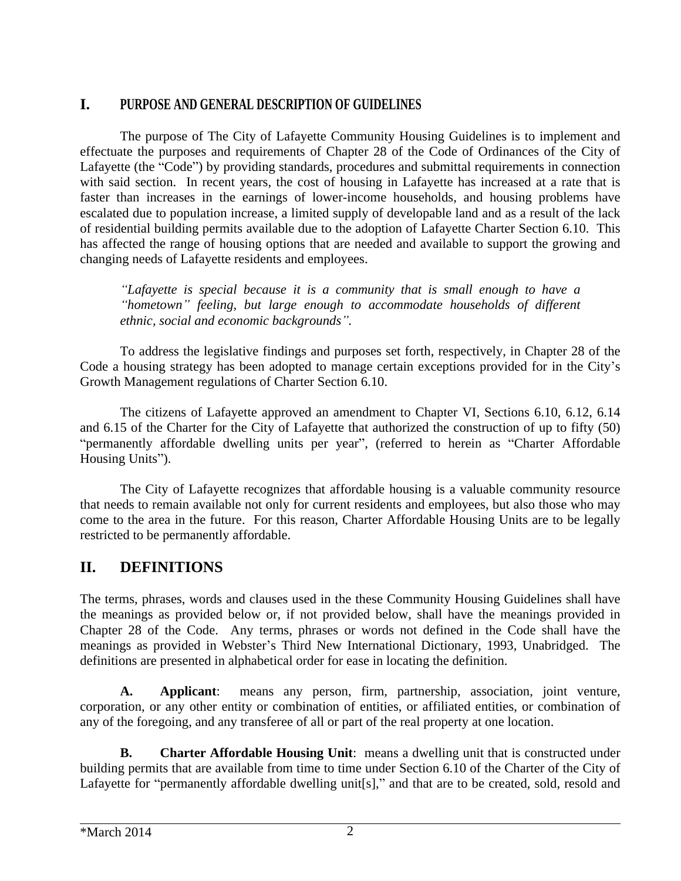## I. PURPOSE AND GENERAL DESCRIPTION OF GUIDELINES

The purpose of The City of Lafayette Community Housing Guidelines is to implement and effectuate the purposes and requirements of Chapter 28 of the Code of Ordinances of the City of Lafayette (the "Code") by providing standards, procedures and submittal requirements in connection with said section. In recent years, the cost of housing in Lafayette has increased at a rate that is faster than increases in the earnings of lower-income households, and housing problems have escalated due to population increase, a limited supply of developable land and as a result of the lack of residential building permits available due to the adoption of Lafayette Charter Section 6.10. This has affected the range of housing options that are needed and available to support the growing and changing needs of Lafayette residents and employees.

> *"Lafayette is special because it is a community that is small enough to have a "hometown" feeling, but large enough to accommodate households of different ethnic, social and economic backgrounds".*

To address the legislative findings and purposes set forth, respectively, in Chapter 28 of the Code a housing strategy has been adopted to manage certain exceptions provided for in the City's Growth Management regulations of Charter Section 6.10.

The citizens of Lafayette approved an amendment to Chapter VI, Sections 6.10, 6.12, 6.14 and 6.15 of the Charter for the City of Lafayette that authorized the construction of up to fifty (50) "permanently affordable dwelling units per year", (referred to herein as "Charter Affordable Housing Units").

The City of Lafayette recognizes that affordable housing is a valuable community resource that needs to remain available not only for current residents and employees, but also those who may come to the area in the future. For this reason, Charter Affordable Housing Units are to be legally restricted to be permanently affordable.

## II. DEFINITIONS

The terms, phrases, words and clauses used in the these Community Housing Guidelines shall have the meanings as provided below or, if not provided below, shall have the meanings provided in Chapter 28 of the Code. Any terms, phrases or words not defined in the Code shall have the meanings as provided in Webster's Third New International Dictionary, 1993, Unabridged. The definitions are presented in alphabetical order for ease in locating the definition.

**A. Applicant**: means any person, firm, partnership, association, joint venture, corporation, or any other entity or combination of entities, or affiliated entities, or combination of any of the foregoing, and any transferee of all or part of the real property at one location.

**B. Charter Affordable Housing Unit**: means a dwelling unit that is constructed under building permits that are available from time to time under Section 6.10 of the Charter of the City of Lafayette for "permanently affordable dwelling unit[s]," and that are to be created, sold, resold and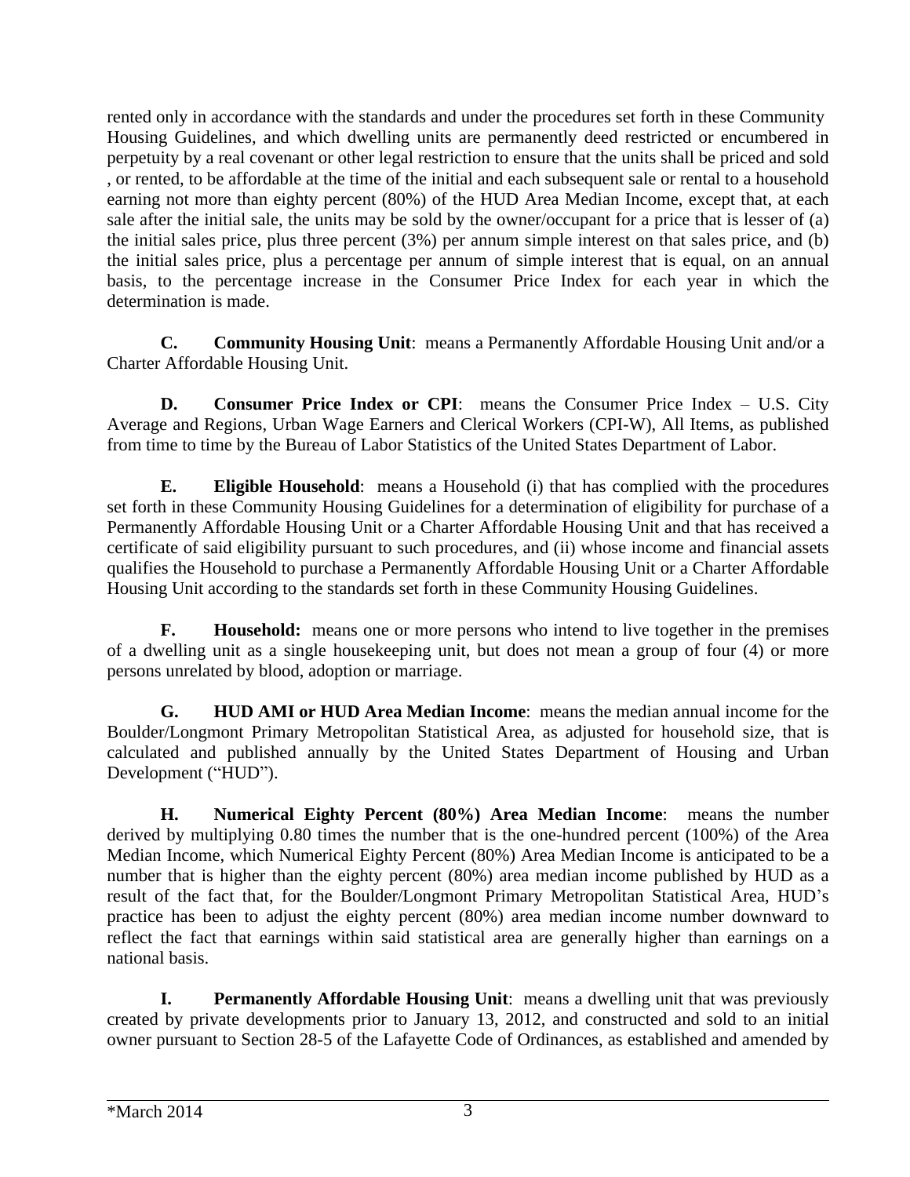rented only in accordance with the standards and under the procedures set forth in these Community Housing Guidelines, and which dwelling units are permanently deed restricted or encumbered in perpetuity by a real covenant or other legal restriction to ensure that the units shall be priced and sold , or rented, to be affordable at the time of the initial and each subsequent sale or rental to a household earning not more than eighty percent (80%) of the HUD Area Median Income, except that, at each sale after the initial sale, the units may be sold by the owner/occupant for a price that is lesser of (a) the initial sales price, plus three percent (3%) per annum simple interest on that sales price, and (b) the initial sales price, plus a percentage per annum of simple interest that is equal, on an annual basis, to the percentage increase in the Consumer Price Index for each year in which the determination is made.

**C. Community Housing Unit**: means a Permanently Affordable Housing Unit and/or a Charter Affordable Housing Unit.

**D. Consumer Price Index or CPI**: means the Consumer Price Index – U.S. City Average and Regions, Urban Wage Earners and Clerical Workers (CPI-W), All Items, as published from time to time by the Bureau of Labor Statistics of the United States Department of Labor.

**E. Eligible Household**: means a Household (i) that has complied with the procedures set forth in these Community Housing Guidelines for a determination of eligibility for purchase of a Permanently Affordable Housing Unit or a Charter Affordable Housing Unit and that has received a certificate of said eligibility pursuant to such procedures, and (ii) whose income and financial assets qualifies the Household to purchase a Permanently Affordable Housing Unit or a Charter Affordable Housing Unit according to the standards set forth in these Community Housing Guidelines.

**F. Household:** means one or more persons who intend to live together in the premises of a dwelling unit as a single housekeeping unit, but does not mean a group of four (4) or more persons unrelated by blood, adoption or marriage.

**G. HUD AMI or HUD Area Median Income**: means the median annual income for the Boulder/Longmont Primary Metropolitan Statistical Area, as adjusted for household size, that is calculated and published annually by the United States Department of Housing and Urban Development ("HUD").

**H. Numerical Eighty Percent (80%) Area Median Income**: means the number derived by multiplying 0.80 times the number that is the one-hundred percent (100%) of the Area Median Income, which Numerical Eighty Percent (80%) Area Median Income is anticipated to be a number that is higher than the eighty percent (80%) area median income published by HUD as a result of the fact that, for the Boulder/Longmont Primary Metropolitan Statistical Area, HUD's practice has been to adjust the eighty percent (80%) area median income number downward to reflect the fact that earnings within said statistical area are generally higher than earnings on a national basis.

**I. Permanently Affordable Housing Unit**: means a dwelling unit that was previously created by private developments prior to January 13, 2012, and constructed and sold to an initial owner pursuant to Section 28-5 of the Lafayette Code of Ordinances, as established and amended by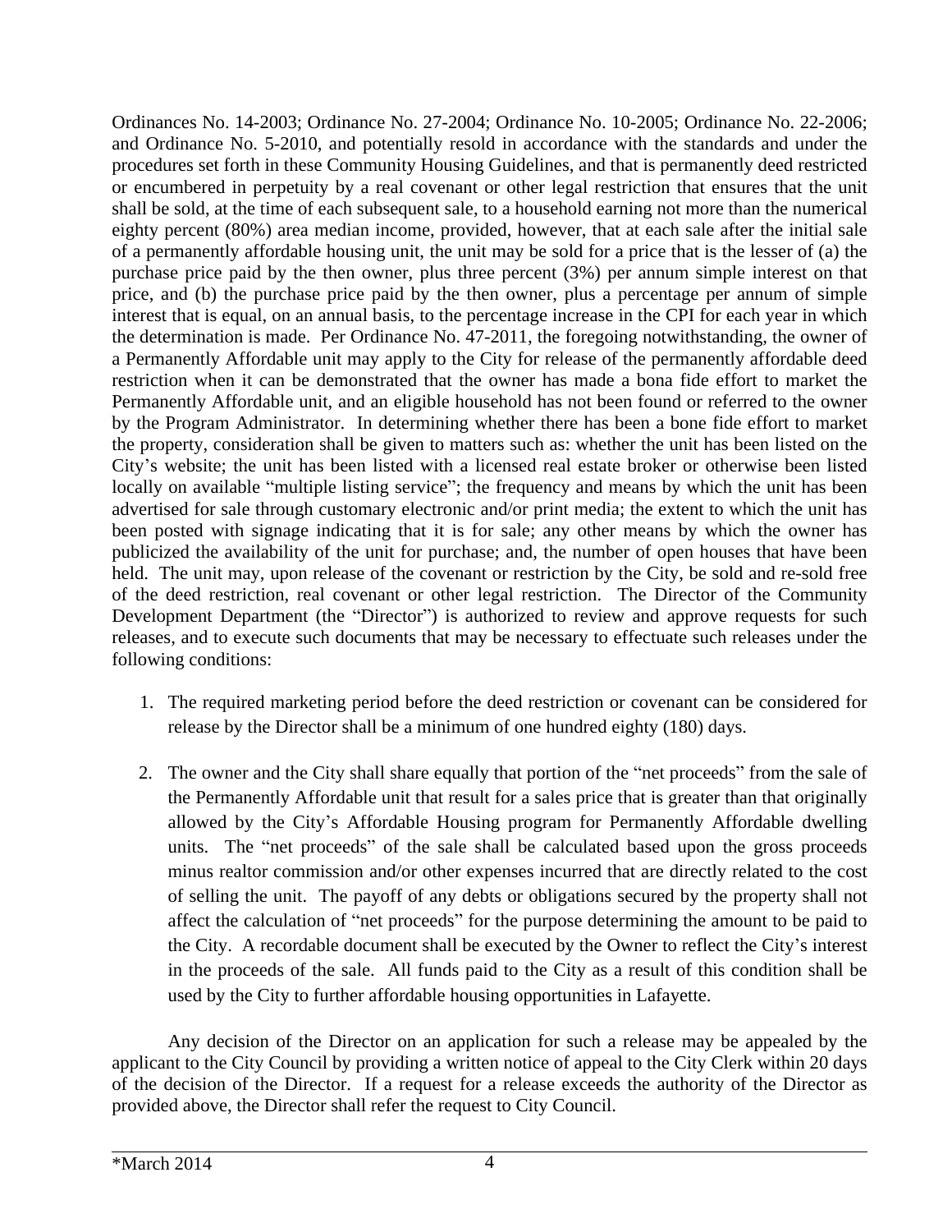Ordinances No. 14-2003; Ordinance No. 27-2004; Ordinance No. 10-2005; Ordinance No. 22-2006; and Ordinance No. 5-2010, and potentially resold in accordance with the standards and under the procedures set forth in these Community Housing Guidelines, and that is permanently deed restricted or encumbered in perpetuity by a real covenant or other legal restriction that ensures that the unit shall be sold, at the time of each subsequent sale, to a household earning not more than the numerical eighty percent (80%) area median income, provided, however, that at each sale after the initial sale of a permanently affordable housing unit, the unit may be sold for a price that is the lesser of (a) the purchase price paid by the then owner, plus three percent (3%) per annum simple interest on that price, and (b) the purchase price paid by the then owner, plus a percentage per annum of simple interest that is equal, on an annual basis, to the percentage increase in the CPI for each year in which the determination is made. Per Ordinance No. 47-2011, the foregoing notwithstanding, the owner of a Permanently Affordable unit may apply to the City for release of the permanently affordable deed restriction when it can be demonstrated that the owner has made a bona fide effort to market the Permanently Affordable unit, and an eligible household has not been found or referred to the owner by the Program Administrator. In determining whether there has been a bone fide effort to market the property, consideration shall be given to matters such as: whether the unit has been listed on the City's website; the unit has been listed with a licensed real estate broker or otherwise been listed locally on available "multiple listing service"; the frequency and means by which the unit has been advertised for sale through customary electronic and/or print media; the extent to which the unit has been posted with signage indicating that it is for sale; any other means by which the owner has publicized the availability of the unit for purchase; and, the number of open houses that have been held. The unit may, upon release of the covenant or restriction by the City, be sold and re-sold free of the deed restriction, real covenant or other legal restriction. The Director of the Community Development Department (the "Director") is authorized to review and approve requests for such releases, and to execute such documents that may be necessary to effectuate such releases under the following conditions:

1. The required marketing period before the deed restriction or covenant can be considered for release by the Director shall be a minimum of one hundred eighty (180) days.

2. The owner and the City shall share equally that portion of the "net proceeds" from the sale of the Permanently Affordable unit that result for a sales price that is greater than that originally allowed by the City's Affordable Housing program for Permanently Affordable dwelling units. The "net proceeds" of the sale shall be calculated based upon the gross proceeds minus realtor commission and/or other expenses incurred that are directly related to the cost of selling the unit. The payoff of any debts or obligations secured by the property shall not affect the calculation of "net proceeds" for the purpose determining the amount to be paid to the City. A recordable document shall be executed by the Owner to reflect the City's interest in the proceeds of the sale. All funds paid to the City as a result of this condition shall be used by the City to further affordable housing opportunities in Lafayette.

Any decision of the Director on an application for such a release may be appealed by the applicant to the City Council by providing a written notice of appeal to the City Clerk within 20 days of the decision of the Director. If a request for a release exceeds the authority of the Director as provided above, the Director shall refer the request to City Council.

*March 2014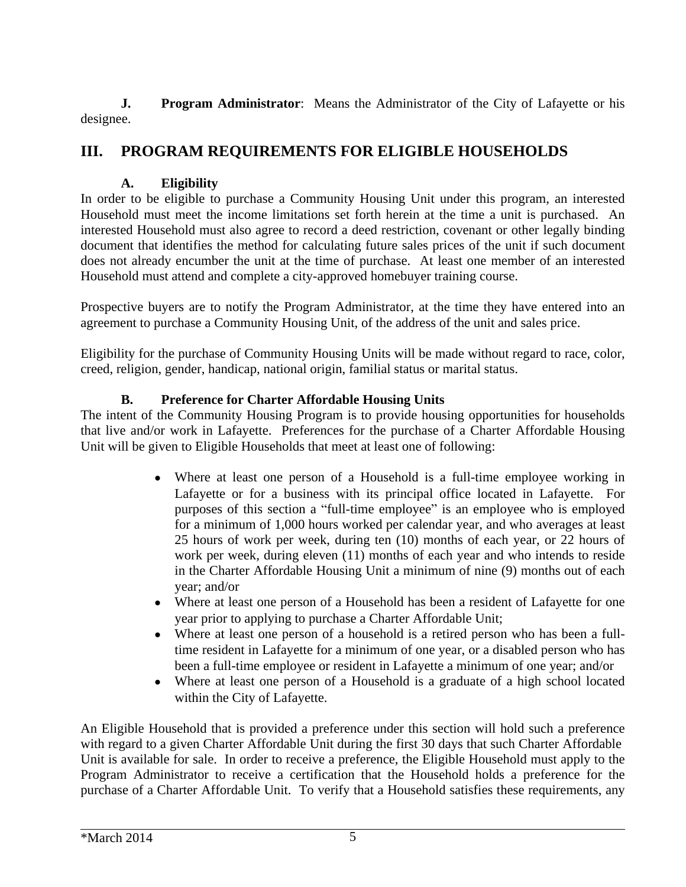**J. Program Administrator**: Means the Administrator of the City of Lafayette or his designee.

## III. PROGRAM REQUIREMENTS FOR ELIGIBLE HOUSEHOLDS

### A. Eligibility

In order to be eligible to purchase a Community Housing Unit under this program, an interested Household must meet the income limitations set forth herein at the time a unit is purchased. An interested Household must also agree to record a deed restriction, covenant or other legally binding document that identifies the method for calculating future sales prices of the unit if such document does not already encumber the unit at the time of purchase. At least one member of an interested Household must attend and complete a city-approved homebuyer training course.

Prospective buyers are to notify the Program Administrator, at the time they have entered into an agreement to purchase a Community Housing Unit, of the address of the unit and sales price.

Eligibility for the purchase of Community Housing Units will be made without regard to race, color, creed, religion, gender, handicap, national origin, familial status or marital status.

### B. Preference for Charter Affordable Housing Units

The intent of the Community Housing Program is to provide housing opportunities for households that live and/or work in Lafayette. Preferences for the purchase of a Charter Affordable Housing Unit will be given to Eligible Households that meet at least one of following:

- Where at least one person of a Household is a full-time employee working in Lafayette or for a business with its principal office located in Lafayette. For purposes of this section a "full-time employee" is an employee who is employed for a minimum of 1,000 hours worked per calendar year, and who averages at least 25 hours of work per week, during ten (10) months of each year, or 22 hours of work per week, during eleven (11) months of each year and who intends to reside in the Charter Affordable Housing Unit a minimum of nine (9) months out of each year; and/or
- Where at least one person of a Household has been a resident of Lafayette for one year prior to applying to purchase a Charter Affordable Unit;
- Where at least one person of a household is a retired person who has been a full-time resident in Lafayette for a minimum of one year, or a disabled person who has been a full-time employee or resident in Lafayette a minimum of one year; and/or
- Where at least one person of a Household is a graduate of a high school located within the City of Lafayette.

An Eligible Household that is provided a preference under this section will hold such a preference with regard to a given Charter Affordable Unit during the first 30 days that such Charter Affordable Unit is available for sale. In order to receive a preference, the Eligible Household must apply to the Program Administrator to receive a certification that the Household holds a preference for the purchase of a Charter Affordable Unit. To verify that a Household satisfies these requirements, any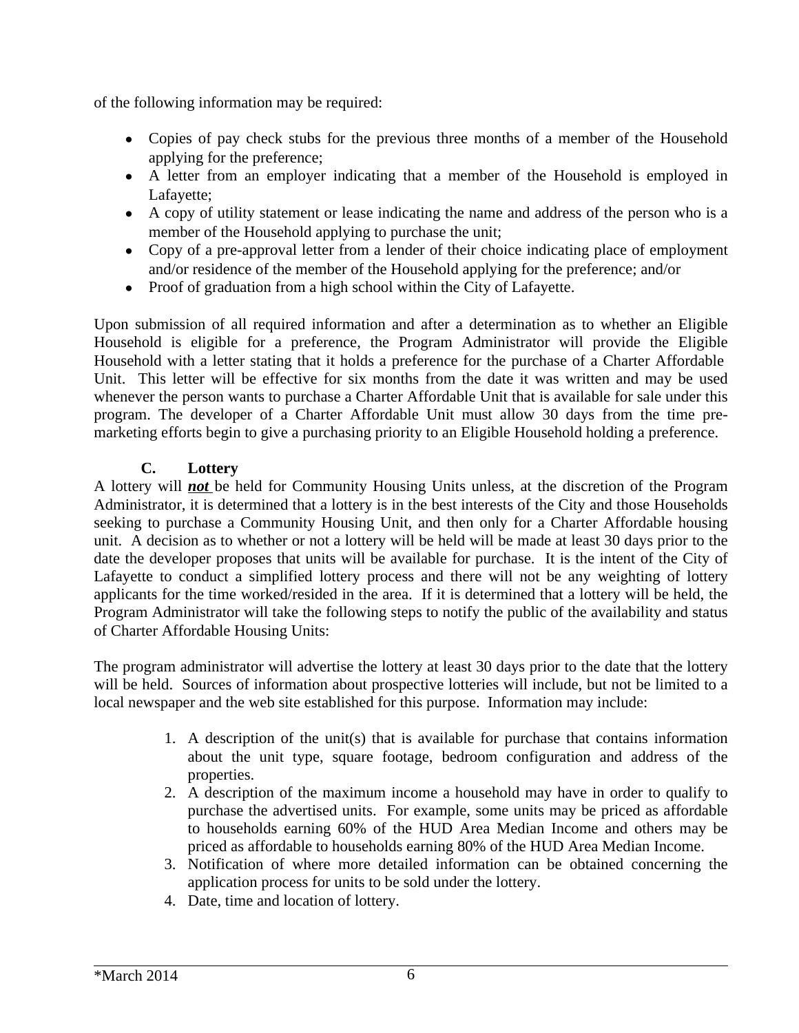of the following information may be required:

- Copies of pay check stubs for the previous three months of a member of the Household applying for the preference;
- A letter from an employer indicating that a member of the Household is employed in Lafayette;
- A copy of utility statement or lease indicating the name and address of the person who is a member of the Household applying to purchase the unit;
- Copy of a pre-approval letter from a lender of their choice indicating place of employment and/or residence of the member of the Household applying for the preference; and/or
- Proof of graduation from a high school within the City of Lafayette.

Upon submission of all required information and after a determination as to whether an Eligible Household is eligible for a preference, the Program Administrator will provide the Eligible Household with a letter stating that it holds a preference for the purchase of a Charter Affordable Unit. This letter will be effective for six months from the date it was written and may be used whenever the person wants to purchase a Charter Affordable Unit that is available for sale under this program. The developer of a Charter Affordable Unit must allow 30 days from the time pre-marketing efforts begin to give a purchasing priority to an Eligible Household holding a preference.

### C. Lottery

A lottery will ***not*** be held for Community Housing Units unless, at the discretion of the Program Administrator, it is determined that a lottery is in the best interests of the City and those Households seeking to purchase a Community Housing Unit, and then only for a Charter Affordable housing unit. A decision as to whether or not a lottery will be held will be made at least 30 days prior to the date the developer proposes that units will be available for purchase. It is the intent of the City of Lafayette to conduct a simplified lottery process and there will not be any weighting of lottery applicants for the time worked/resided in the area. If it is determined that a lottery will be held, the Program Administrator will take the following steps to notify the public of the availability and status of Charter Affordable Housing Units:

The program administrator will advertise the lottery at least 30 days prior to the date that the lottery will be held. Sources of information about prospective lotteries will include, but not be limited to a local newspaper and the web site established for this purpose. Information may include:

1. A description of the unit(s) that is available for purchase that contains information about the unit type, square footage, bedroom configuration and address of the properties.
2. A description of the maximum income a household may have in order to qualify to purchase the advertised units. For example, some units may be priced as affordable to households earning 60% of the HUD Area Median Income and others may be priced as affordable to households earning 80% of the HUD Area Median Income.
3. Notification of where more detailed information can be obtained concerning the application process for units to be sold under the lottery.
4. Date, time and location of lottery.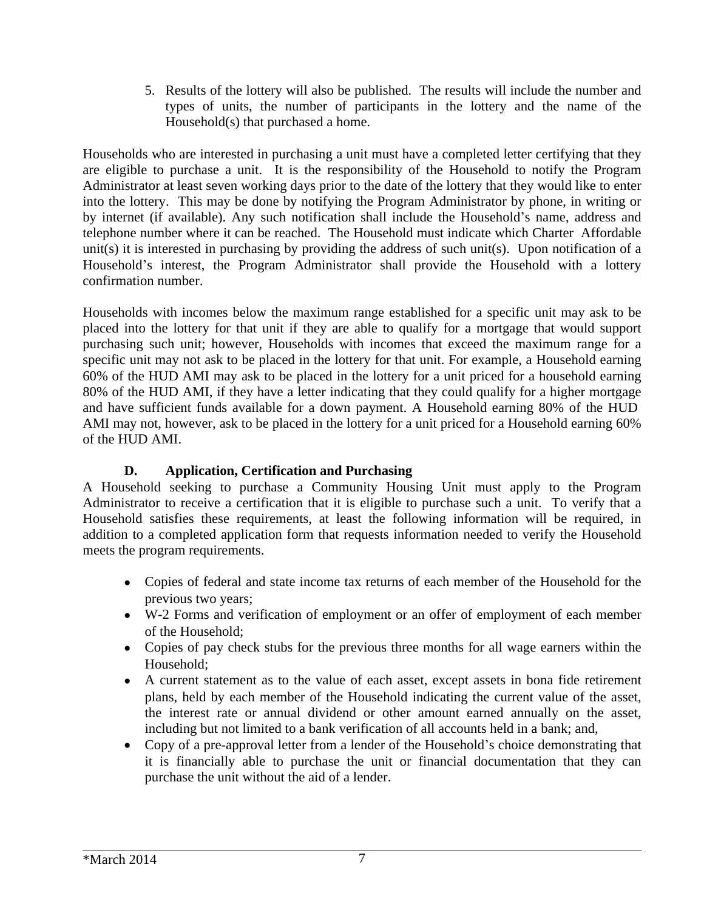5. Results of the lottery will also be published. The results will include the number and types of units, the number of participants in the lottery and the name of the Household(s) that purchased a home.

Households who are interested in purchasing a unit must have a completed letter certifying that they are eligible to purchase a unit. It is the responsibility of the Household to notify the Program Administrator at least seven working days prior to the date of the lottery that they would like to enter into the lottery. This may be done by notifying the Program Administrator by phone, in writing or by internet (if available). Any such notification shall include the Household's name, address and telephone number where it can be reached. The Household must indicate which Charter Affordable unit(s) it is interested in purchasing by providing the address of such unit(s). Upon notification of a Household's interest, the Program Administrator shall provide the Household with a lottery confirmation number.

Households with incomes below the maximum range established for a specific unit may ask to be placed into the lottery for that unit if they are able to qualify for a mortgage that would support purchasing such unit; however, Households with incomes that exceed the maximum range for a specific unit may not ask to be placed in the lottery for that unit. For example, a Household earning 60% of the HUD AMI may ask to be placed in the lottery for a unit priced for a household earning 80% of the HUD AMI, if they have a letter indicating that they could qualify for a higher mortgage and have sufficient funds available for a down payment. A Household earning 80% of the HUD AMI may not, however, ask to be placed in the lottery for a unit priced for a Household earning 60% of the HUD AMI.

### D. Application, Certification and Purchasing

A Household seeking to purchase a Community Housing Unit must apply to the Program Administrator to receive a certification that it is eligible to purchase such a unit. To verify that a Household satisfies these requirements, at least the following information will be required, in addition to a completed application form that requests information needed to verify the Household meets the program requirements.

- Copies of federal and state income tax returns of each member of the Household for the previous two years;
- W-2 Forms and verification of employment or an offer of employment of each member of the Household;
- Copies of pay check stubs for the previous three months for all wage earners within the Household;
- A current statement as to the value of each asset, except assets in bona fide retirement plans, held by each member of the Household indicating the current value of the asset, the interest rate or annual dividend or other amount earned annually on the asset, including but not limited to a bank verification of all accounts held in a bank; and,
- Copy of a pre-approval letter from a lender of the Household's choice demonstrating that it is financially able to purchase the unit or financial documentation that they can purchase the unit without the aid of a lender.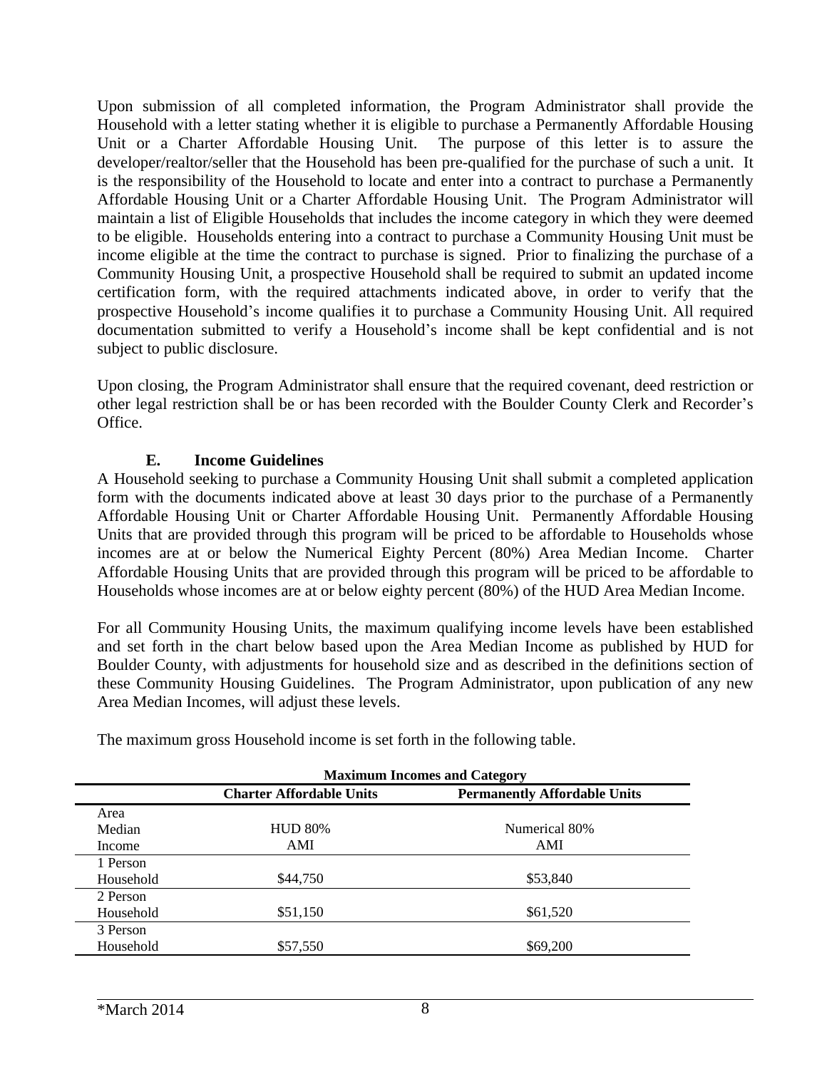Upon submission of all completed information, the Program Administrator shall provide the Household with a letter stating whether it is eligible to purchase a Permanently Affordable Housing Unit or a Charter Affordable Housing Unit. The purpose of this letter is to assure the developer/realtor/seller that the Household has been pre-qualified for the purchase of such a unit. It is the responsibility of the Household to locate and enter into a contract to purchase a Permanently Affordable Housing Unit or a Charter Affordable Housing Unit. The Program Administrator will maintain a list of Eligible Households that includes the income category in which they were deemed to be eligible. Households entering into a contract to purchase a Community Housing Unit must be income eligible at the time the contract to purchase is signed. Prior to finalizing the purchase of a Community Housing Unit, a prospective Household shall be required to submit an updated income certification form, with the required attachments indicated above, in order to verify that the prospective Household's income qualifies it to purchase a Community Housing Unit. All required documentation submitted to verify a Household's income shall be kept confidential and is not subject to public disclosure.

Upon closing, the Program Administrator shall ensure that the required covenant, deed restriction or other legal restriction shall be or has been recorded with the Boulder County Clerk and Recorder's Office.

### E. Income Guidelines

A Household seeking to purchase a Community Housing Unit shall submit a completed application form with the documents indicated above at least 30 days prior to the purchase of a Permanently Affordable Housing Unit or Charter Affordable Housing Unit. Permanently Affordable Housing Units that are provided through this program will be priced to be affordable to Households whose incomes are at or below the Numerical Eighty Percent (80%) Area Median Income. Charter Affordable Housing Units that are provided through this program will be priced to be affordable to Households whose incomes are at or below eighty percent (80%) of the HUD Area Median Income.

For all Community Housing Units, the maximum qualifying income levels have been established and set forth in the chart below based upon the Area Median Income as published by HUD for Boulder County, with adjustments for household size and as described in the definitions section of these Community Housing Guidelines. The Program Administrator, upon publication of any new Area Median Incomes, will adjust these levels.

The maximum gross Household income is set forth in the following table.

**Maximum Incomes and Category**

| | Charter Affordable Units | Permanently Affordable Units |
|---|---|---|
| Area Median Income | HUD 80% AMI | Numerical 80% AMI |
| 1 Person Household | $44,750 | $53,840 |
| 2 Person Household | $51,150 | $61,520 |
| 3 Person Household | $57,550 | $69,200 |

*March 2014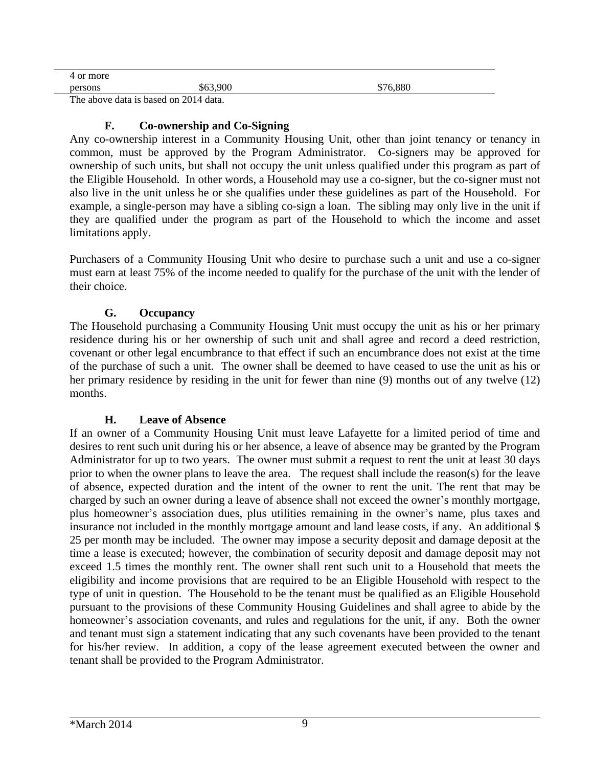| 4 or more persons | $63,900 | $76,880 |
|---|---|---|

The above data is based on 2014 data.

### F. Co-ownership and Co-Signing

Any co-ownership interest in a Community Housing Unit, other than joint tenancy or tenancy in common, must be approved by the Program Administrator. Co-signers may be approved for ownership of such units, but shall not occupy the unit unless qualified under this program as part of the Eligible Household. In other words, a Household may use a co-signer, but the co-signer must not also live in the unit unless he or she qualifies under these guidelines as part of the Household. For example, a single-person may have a sibling co-sign a loan. The sibling may only live in the unit if they are qualified under the program as part of the Household to which the income and asset limitations apply.

Purchasers of a Community Housing Unit who desire to purchase such a unit and use a co-signer must earn at least 75% of the income needed to qualify for the purchase of the unit with the lender of their choice.

### G. Occupancy

The Household purchasing a Community Housing Unit must occupy the unit as his or her primary residence during his or her ownership of such unit and shall agree and record a deed restriction, covenant or other legal encumbrance to that effect if such an encumbrance does not exist at the time of the purchase of such a unit. The owner shall be deemed to have ceased to use the unit as his or her primary residence by residing in the unit for fewer than nine (9) months out of any twelve (12) months.

### H. Leave of Absence

If an owner of a Community Housing Unit must leave Lafayette for a limited period of time and desires to rent such unit during his or her absence, a leave of absence may be granted by the Program Administrator for up to two years. The owner must submit a request to rent the unit at least 30 days prior to when the owner plans to leave the area. The request shall include the reason(s) for the leave of absence, expected duration and the intent of the owner to rent the unit. The rent that may be charged by such an owner during a leave of absence shall not exceed the owner's monthly mortgage, plus homeowner's association dues, plus utilities remaining in the owner's name, plus taxes and insurance not included in the monthly mortgage amount and land lease costs, if any. An additional $ 25 per month may be included. The owner may impose a security deposit and damage deposit at the time a lease is executed; however, the combination of security deposit and damage deposit may not exceed 1.5 times the monthly rent. The owner shall rent such unit to a Household that meets the eligibility and income provisions that are required to be an Eligible Household with respect to the type of unit in question. The Household to be the tenant must be qualified as an Eligible Household pursuant to the provisions of these Community Housing Guidelines and shall agree to abide by the homeowner's association covenants, and rules and regulations for the unit, if any. Both the owner and tenant must sign a statement indicating that any such covenants have been provided to the tenant for his/her review. In addition, a copy of the lease agreement executed between the owner and tenant shall be provided to the Program Administrator.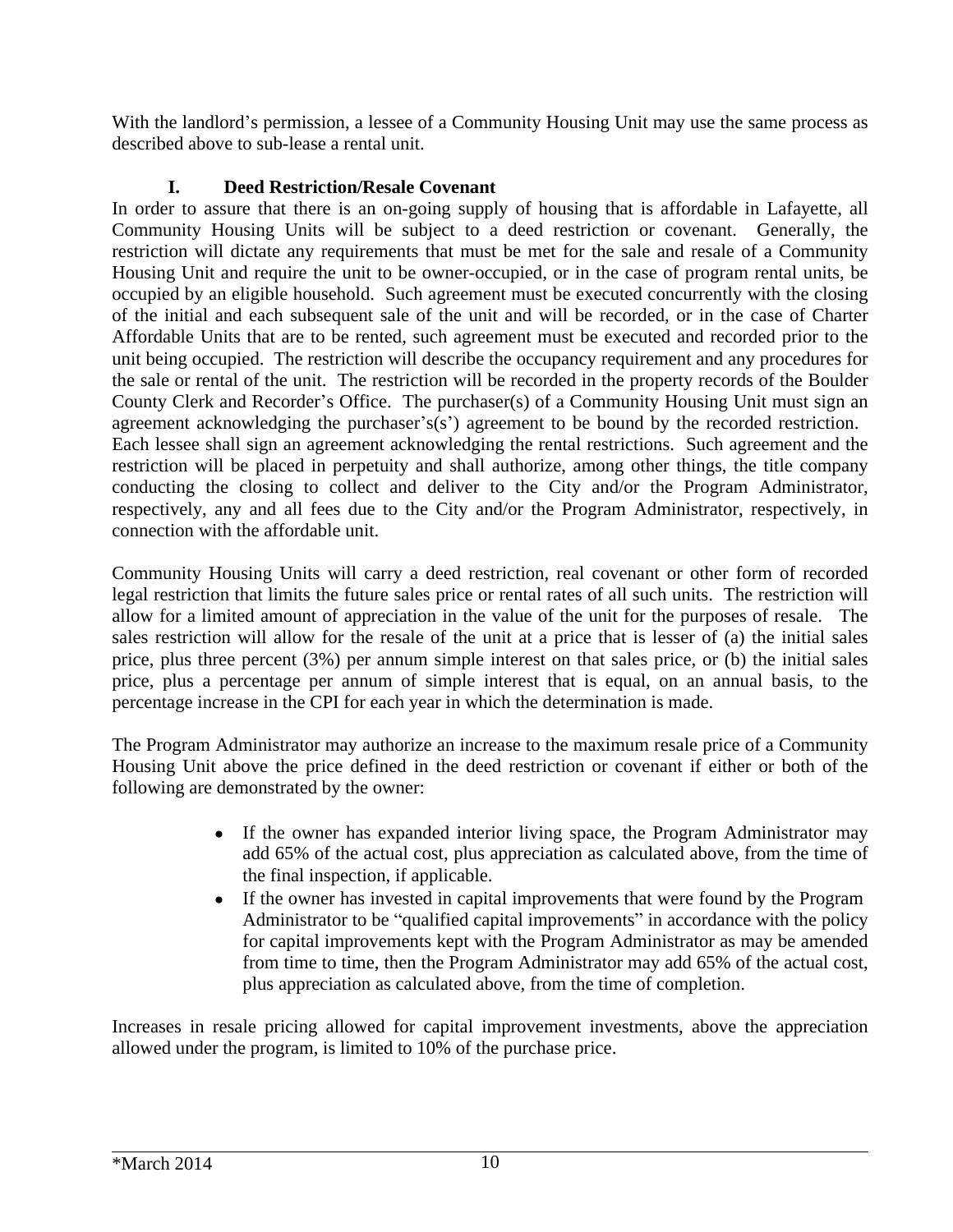With the landlord's permission, a lessee of a Community Housing Unit may use the same process as described above to sub-lease a rental unit.

### I. Deed Restriction/Resale Covenant

In order to assure that there is an on-going supply of housing that is affordable in Lafayette, all Community Housing Units will be subject to a deed restriction or covenant. Generally, the restriction will dictate any requirements that must be met for the sale and resale of a Community Housing Unit and require the unit to be owner-occupied, or in the case of program rental units, be occupied by an eligible household. Such agreement must be executed concurrently with the closing of the initial and each subsequent sale of the unit and will be recorded, or in the case of Charter Affordable Units that are to be rented, such agreement must be executed and recorded prior to the unit being occupied. The restriction will describe the occupancy requirement and any procedures for the sale or rental of the unit. The restriction will be recorded in the property records of the Boulder County Clerk and Recorder's Office. The purchaser(s) of a Community Housing Unit must sign an agreement acknowledging the purchaser's(s') agreement to be bound by the recorded restriction. Each lessee shall sign an agreement acknowledging the rental restrictions. Such agreement and the restriction will be placed in perpetuity and shall authorize, among other things, the title company conducting the closing to collect and deliver to the City and/or the Program Administrator, respectively, any and all fees due to the City and/or the Program Administrator, respectively, in connection with the affordable unit.

Community Housing Units will carry a deed restriction, real covenant or other form of recorded legal restriction that limits the future sales price or rental rates of all such units. The restriction will allow for a limited amount of appreciation in the value of the unit for the purposes of resale. The sales restriction will allow for the resale of the unit at a price that is lesser of (a) the initial sales price, plus three percent (3%) per annum simple interest on that sales price, or (b) the initial sales price, plus a percentage per annum of simple interest that is equal, on an annual basis, to the percentage increase in the CPI for each year in which the determination is made.

The Program Administrator may authorize an increase to the maximum resale price of a Community Housing Unit above the price defined in the deed restriction or covenant if either or both of the following are demonstrated by the owner:

- If the owner has expanded interior living space, the Program Administrator may add 65% of the actual cost, plus appreciation as calculated above, from the time of the final inspection, if applicable.
- If the owner has invested in capital improvements that were found by the Program Administrator to be "qualified capital improvements" in accordance with the policy for capital improvements kept with the Program Administrator as may be amended from time to time, then the Program Administrator may add 65% of the actual cost, plus appreciation as calculated above, from the time of completion.

Increases in resale pricing allowed for capital improvement investments, above the appreciation allowed under the program, is limited to 10% of the purchase price.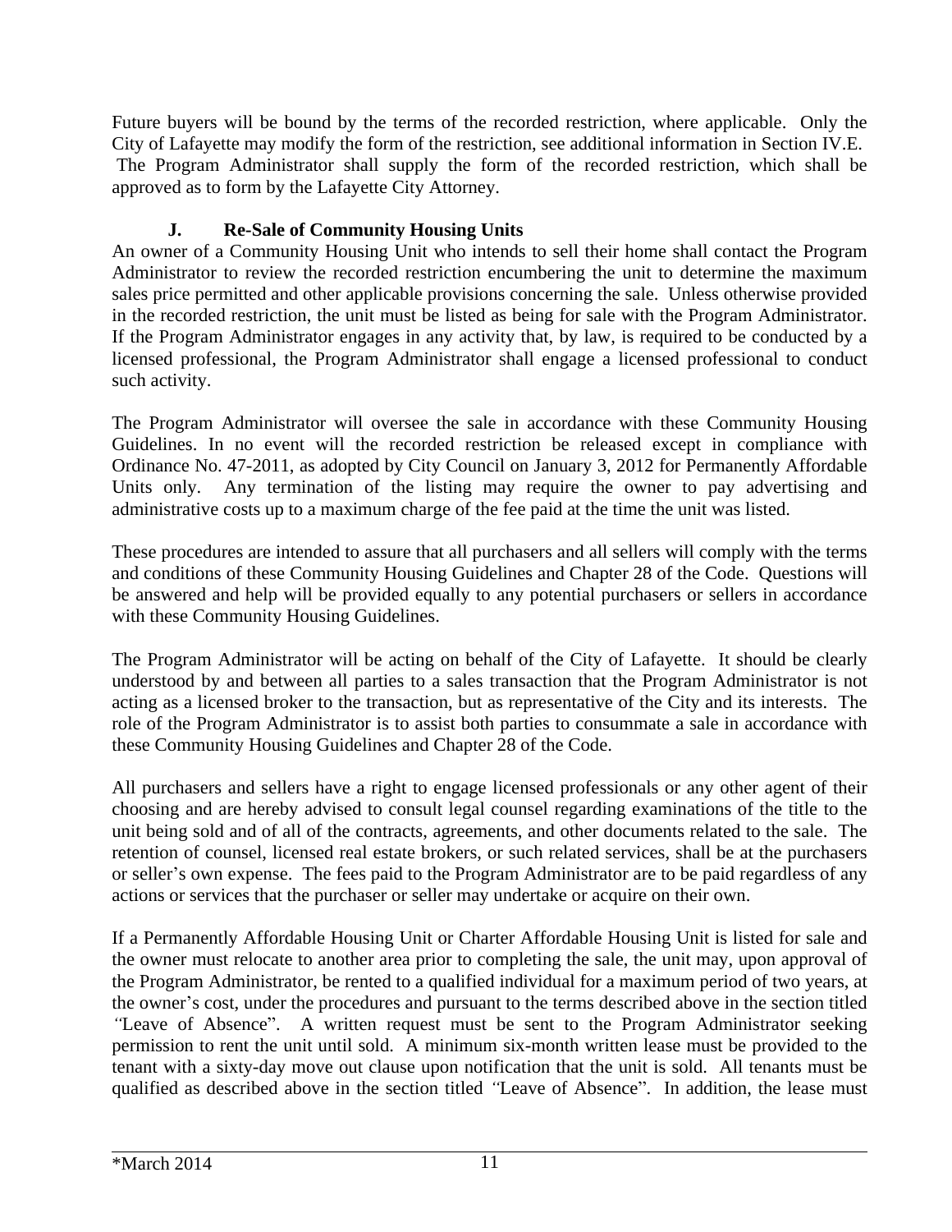Future buyers will be bound by the terms of the recorded restriction, where applicable. Only the City of Lafayette may modify the form of the restriction, see additional information in Section IV.E. The Program Administrator shall supply the form of the recorded restriction, which shall be approved as to form by the Lafayette City Attorney.

### J. Re-Sale of Community Housing Units

An owner of a Community Housing Unit who intends to sell their home shall contact the Program Administrator to review the recorded restriction encumbering the unit to determine the maximum sales price permitted and other applicable provisions concerning the sale. Unless otherwise provided in the recorded restriction, the unit must be listed as being for sale with the Program Administrator. If the Program Administrator engages in any activity that, by law, is required to be conducted by a licensed professional, the Program Administrator shall engage a licensed professional to conduct such activity.

The Program Administrator will oversee the sale in accordance with these Community Housing Guidelines. In no event will the recorded restriction be released except in compliance with Ordinance No. 47-2011, as adopted by City Council on January 3, 2012 for Permanently Affordable Units only. Any termination of the listing may require the owner to pay advertising and administrative costs up to a maximum charge of the fee paid at the time the unit was listed.

These procedures are intended to assure that all purchasers and all sellers will comply with the terms and conditions of these Community Housing Guidelines and Chapter 28 of the Code. Questions will be answered and help will be provided equally to any potential purchasers or sellers in accordance with these Community Housing Guidelines.

The Program Administrator will be acting on behalf of the City of Lafayette. It should be clearly understood by and between all parties to a sales transaction that the Program Administrator is not acting as a licensed broker to the transaction, but as representative of the City and its interests. The role of the Program Administrator is to assist both parties to consummate a sale in accordance with these Community Housing Guidelines and Chapter 28 of the Code.

All purchasers and sellers have a right to engage licensed professionals or any other agent of their choosing and are hereby advised to consult legal counsel regarding examinations of the title to the unit being sold and of all of the contracts, agreements, and other documents related to the sale. The retention of counsel, licensed real estate brokers, or such related services, shall be at the purchasers or seller's own expense. The fees paid to the Program Administrator are to be paid regardless of any actions or services that the purchaser or seller may undertake or acquire on their own.

If a Permanently Affordable Housing Unit or Charter Affordable Housing Unit is listed for sale and the owner must relocate to another area prior to completing the sale, the unit may, upon approval of the Program Administrator, be rented to a qualified individual for a maximum period of two years, at the owner's cost, under the procedures and pursuant to the terms described above in the section titled "Leave of Absence". A written request must be sent to the Program Administrator seeking permission to rent the unit until sold. A minimum six-month written lease must be provided to the tenant with a sixty-day move out clause upon notification that the unit is sold. All tenants must be qualified as described above in the section titled "Leave of Absence". In addition, the lease must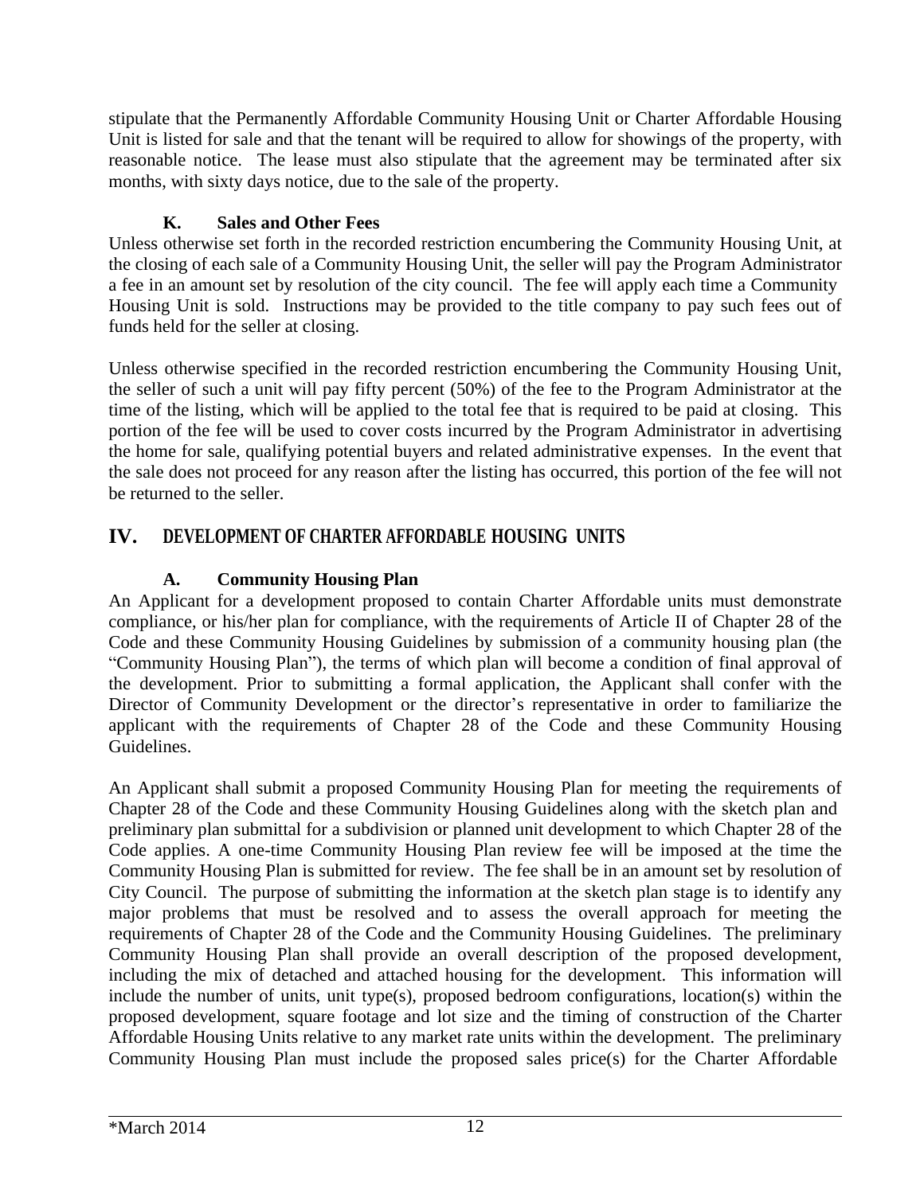stipulate that the Permanently Affordable Community Housing Unit or Charter Affordable Housing Unit is listed for sale and that the tenant will be required to allow for showings of the property, with reasonable notice. The lease must also stipulate that the agreement may be terminated after six months, with sixty days notice, due to the sale of the property.

### K. Sales and Other Fees

Unless otherwise set forth in the recorded restriction encumbering the Community Housing Unit, at the closing of each sale of a Community Housing Unit, the seller will pay the Program Administrator a fee in an amount set by resolution of the city council. The fee will apply each time a Community Housing Unit is sold. Instructions may be provided to the title company to pay such fees out of funds held for the seller at closing.

Unless otherwise specified in the recorded restriction encumbering the Community Housing Unit, the seller of such a unit will pay fifty percent (50%) of the fee to the Program Administrator at the time of the listing, which will be applied to the total fee that is required to be paid at closing. This portion of the fee will be used to cover costs incurred by the Program Administrator in advertising the home for sale, qualifying potential buyers and related administrative expenses. In the event that the sale does not proceed for any reason after the listing has occurred, this portion of the fee will not be returned to the seller.

## IV. DEVELOPMENT OF CHARTER AFFORDABLE HOUSING UNITS

### A. Community Housing Plan

An Applicant for a development proposed to contain Charter Affordable units must demonstrate compliance, or his/her plan for compliance, with the requirements of Article II of Chapter 28 of the Code and these Community Housing Guidelines by submission of a community housing plan (the "Community Housing Plan"), the terms of which plan will become a condition of final approval of the development. Prior to submitting a formal application, the Applicant shall confer with the Director of Community Development or the director's representative in order to familiarize the applicant with the requirements of Chapter 28 of the Code and these Community Housing Guidelines.

An Applicant shall submit a proposed Community Housing Plan for meeting the requirements of Chapter 28 of the Code and these Community Housing Guidelines along with the sketch plan and preliminary plan submittal for a subdivision or planned unit development to which Chapter 28 of the Code applies. A one-time Community Housing Plan review fee will be imposed at the time the Community Housing Plan is submitted for review. The fee shall be in an amount set by resolution of City Council. The purpose of submitting the information at the sketch plan stage is to identify any major problems that must be resolved and to assess the overall approach for meeting the requirements of Chapter 28 of the Code and the Community Housing Guidelines. The preliminary Community Housing Plan shall provide an overall description of the proposed development, including the mix of detached and attached housing for the development. This information will include the number of units, unit type(s), proposed bedroom configurations, location(s) within the proposed development, square footage and lot size and the timing of construction of the Charter Affordable Housing Units relative to any market rate units within the development. The preliminary Community Housing Plan must include the proposed sales price(s) for the Charter Affordable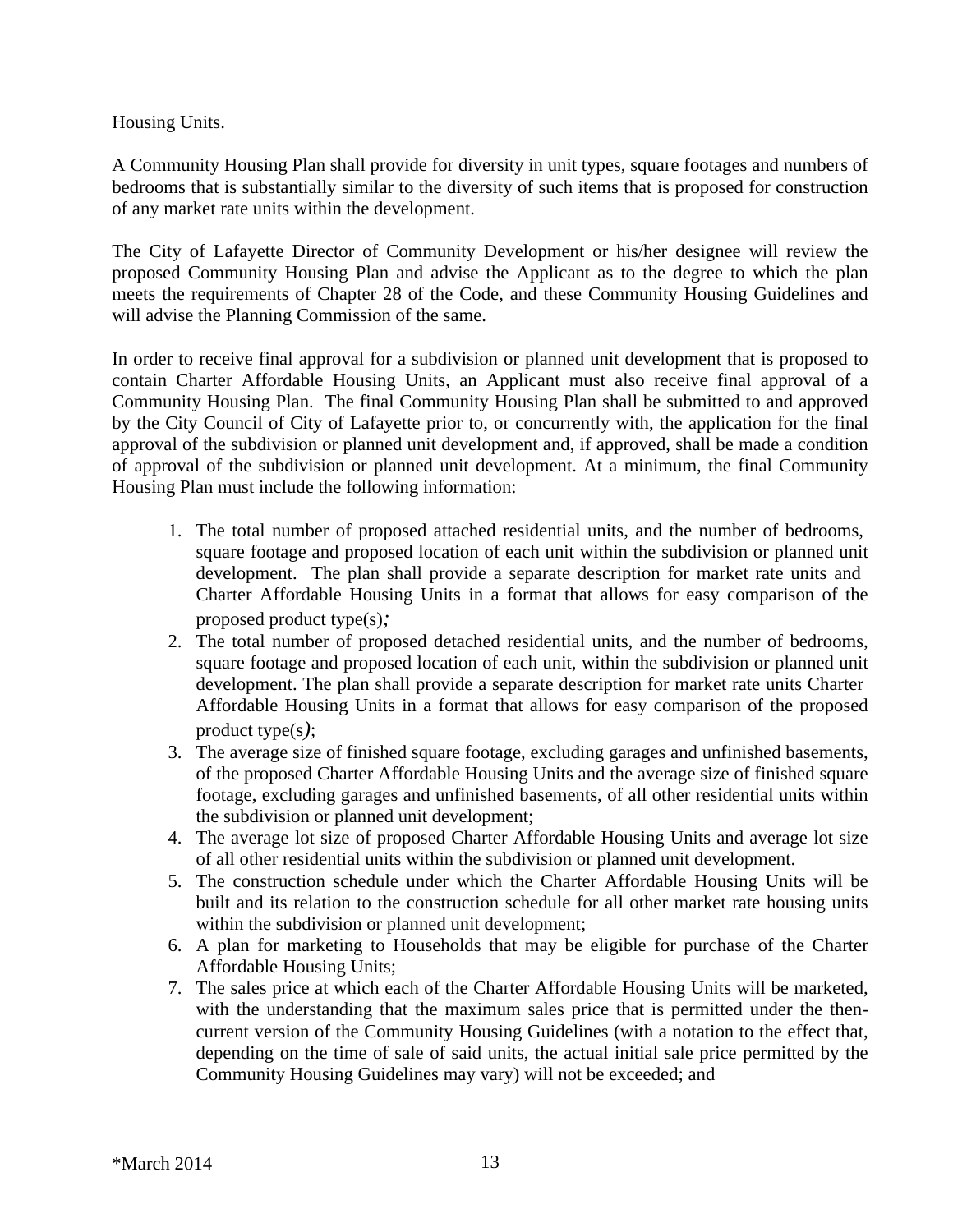Housing Units.

A Community Housing Plan shall provide for diversity in unit types, square footages and numbers of bedrooms that is substantially similar to the diversity of such items that is proposed for construction of any market rate units within the development.

The City of Lafayette Director of Community Development or his/her designee will review the proposed Community Housing Plan and advise the Applicant as to the degree to which the plan meets the requirements of Chapter 28 of the Code, and these Community Housing Guidelines and will advise the Planning Commission of the same.

In order to receive final approval for a subdivision or planned unit development that is proposed to contain Charter Affordable Housing Units, an Applicant must also receive final approval of a Community Housing Plan. The final Community Housing Plan shall be submitted to and approved by the City Council of City of Lafayette prior to, or concurrently with, the application for the final approval of the subdivision or planned unit development and, if approved, shall be made a condition of approval of the subdivision or planned unit development. At a minimum, the final Community Housing Plan must include the following information:

1. The total number of proposed attached residential units, and the number of bedrooms, square footage and proposed location of each unit within the subdivision or planned unit development. The plan shall provide a separate description for market rate units and Charter Affordable Housing Units in a format that allows for easy comparison of the proposed product type(s)*;*
2. The total number of proposed detached residential units, and the number of bedrooms, square footage and proposed location of each unit, within the subdivision or planned unit development. The plan shall provide a separate description for market rate units Charter Affordable Housing Units in a format that allows for easy comparison of the proposed product type(s*)*;
3. The average size of finished square footage, excluding garages and unfinished basements, of the proposed Charter Affordable Housing Units and the average size of finished square footage, excluding garages and unfinished basements, of all other residential units within the subdivision or planned unit development;
4. The average lot size of proposed Charter Affordable Housing Units and average lot size of all other residential units within the subdivision or planned unit development.
5. The construction schedule under which the Charter Affordable Housing Units will be built and its relation to the construction schedule for all other market rate housing units within the subdivision or planned unit development;
6. A plan for marketing to Households that may be eligible for purchase of the Charter Affordable Housing Units;
7. The sales price at which each of the Charter Affordable Housing Units will be marketed, with the understanding that the maximum sales price that is permitted under the then-current version of the Community Housing Guidelines (with a notation to the effect that, depending on the time of sale of said units, the actual initial sale price permitted by the Community Housing Guidelines may vary) will not be exceeded; and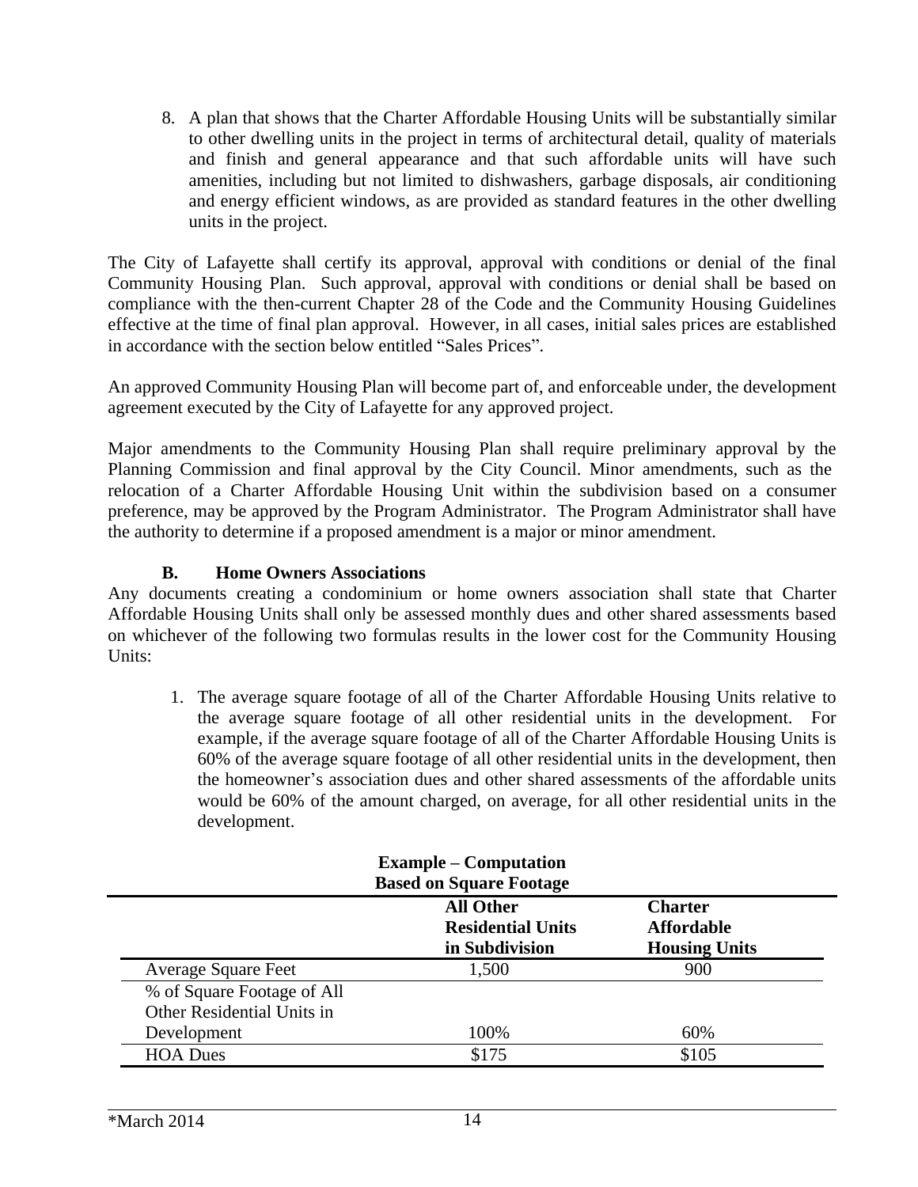8. A plan that shows that the Charter Affordable Housing Units will be substantially similar to other dwelling units in the project in terms of architectural detail, quality of materials and finish and general appearance and that such affordable units will have such amenities, including but not limited to dishwashers, garbage disposals, air conditioning and energy efficient windows, as are provided as standard features in the other dwelling units in the project.

The City of Lafayette shall certify its approval, approval with conditions or denial of the final Community Housing Plan. Such approval, approval with conditions or denial shall be based on compliance with the then-current Chapter 28 of the Code and the Community Housing Guidelines effective at the time of final plan approval. However, in all cases, initial sales prices are established in accordance with the section below entitled "Sales Prices".

An approved Community Housing Plan will become part of, and enforceable under, the development agreement executed by the City of Lafayette for any approved project.

Major amendments to the Community Housing Plan shall require preliminary approval by the Planning Commission and final approval by the City Council. Minor amendments, such as the relocation of a Charter Affordable Housing Unit within the subdivision based on a consumer preference, may be approved by the Program Administrator. The Program Administrator shall have the authority to determine if a proposed amendment is a major or minor amendment.

### B. Home Owners Associations

Any documents creating a condominium or home owners association shall state that Charter Affordable Housing Units shall only be assessed monthly dues and other shared assessments based on whichever of the following two formulas results in the lower cost for the Community Housing Units:

1. The average square footage of all of the Charter Affordable Housing Units relative to the average square footage of all other residential units in the development. For example, if the average square footage of all of the Charter Affordable Housing Units is 60% of the average square footage of all other residential units in the development, then the homeowner's association dues and other shared assessments of the affordable units would be 60% of the amount charged, on average, for all other residential units in the development.

**Example – Computation Based on Square Footage**

| | All Other Residential Units in Subdivision | Charter Affordable Housing Units |
|---|---|---|
| Average Square Feet | 1,500 | 900 |
| % of Square Footage of All Other Residential Units in Development | 100% | 60% |
| HOA Dues | $175 | $105 |

*March 2014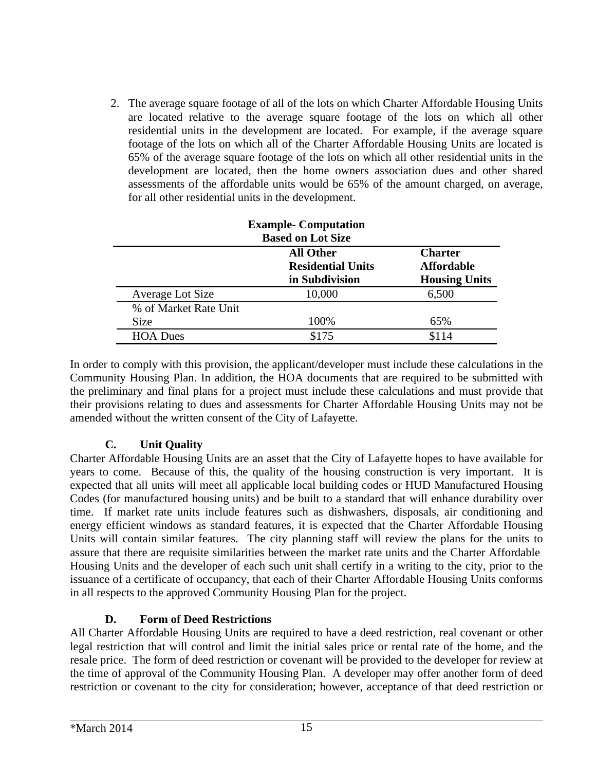2. The average square footage of all of the lots on which Charter Affordable Housing Units are located relative to the average square footage of the lots on which all other residential units in the development are located. For example, if the average square footage of the lots on which all of the Charter Affordable Housing Units are located is 65% of the average square footage of the lots on which all other residential units in the development are located, then the home owners association dues and other shared assessments of the affordable units would be 65% of the amount charged, on average, for all other residential units in the development.

**Example- Computation Based on Lot Size**

| | All Other Residential Units in Subdivision | Charter Affordable Housing Units |
|---|---|---|
| Average Lot Size | 10,000 | 6,500 |
| % of Market Rate Unit Size | 100% | 65% |
| HOA Dues | $175 | $114 |

In order to comply with this provision, the applicant/developer must include these calculations in the Community Housing Plan. In addition, the HOA documents that are required to be submitted with the preliminary and final plans for a project must include these calculations and must provide that their provisions relating to dues and assessments for Charter Affordable Housing Units may not be amended without the written consent of the City of Lafayette.

### C. Unit Quality

Charter Affordable Housing Units are an asset that the City of Lafayette hopes to have available for years to come. Because of this, the quality of the housing construction is very important. It is expected that all units will meet all applicable local building codes or HUD Manufactured Housing Codes (for manufactured housing units) and be built to a standard that will enhance durability over time. If market rate units include features such as dishwashers, disposals, air conditioning and energy efficient windows as standard features, it is expected that the Charter Affordable Housing Units will contain similar features. The city planning staff will review the plans for the units to assure that there are requisite similarities between the market rate units and the Charter Affordable Housing Units and the developer of each such unit shall certify in a writing to the city, prior to the issuance of a certificate of occupancy, that each of their Charter Affordable Housing Units conforms in all respects to the approved Community Housing Plan for the project.

### D. Form of Deed Restrictions

All Charter Affordable Housing Units are required to have a deed restriction, real covenant or other legal restriction that will control and limit the initial sales price or rental rate of the home, and the resale price. The form of deed restriction or covenant will be provided to the developer for review at the time of approval of the Community Housing Plan. A developer may offer another form of deed restriction or covenant to the city for consideration; however, acceptance of that deed restriction or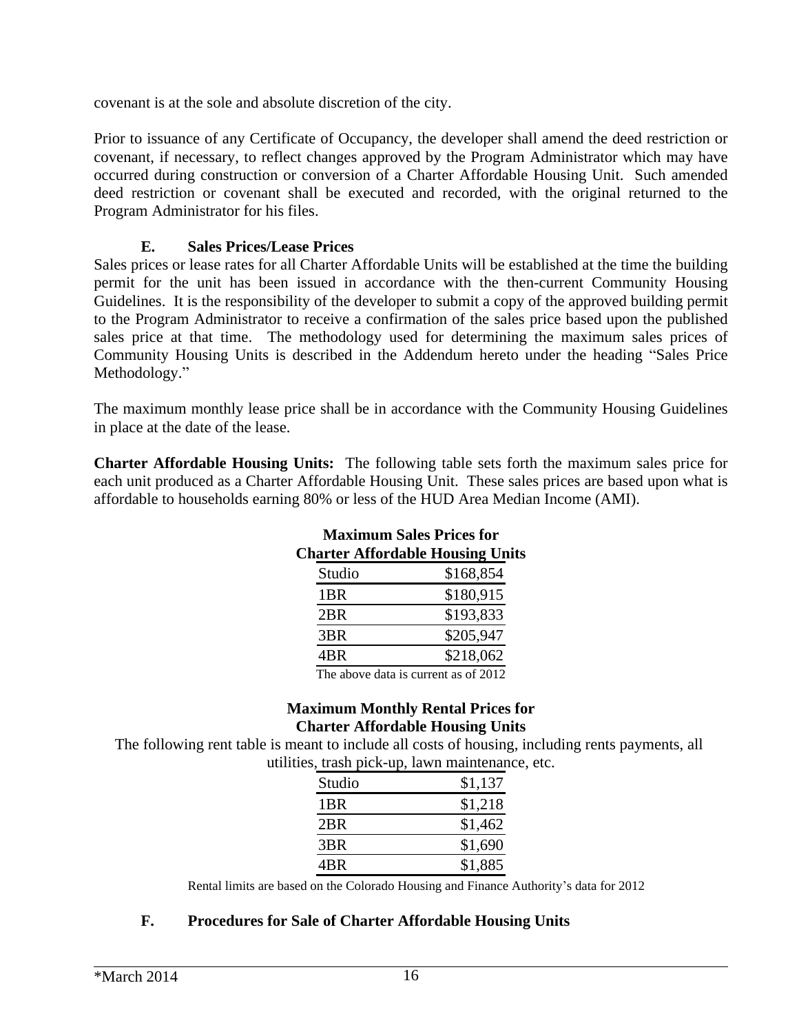covenant is at the sole and absolute discretion of the city.

Prior to issuance of any Certificate of Occupancy, the developer shall amend the deed restriction or covenant, if necessary, to reflect changes approved by the Program Administrator which may have occurred during construction or conversion of a Charter Affordable Housing Unit. Such amended deed restriction or covenant shall be executed and recorded, with the original returned to the Program Administrator for his files.

### E. Sales Prices/Lease Prices

Sales prices or lease rates for all Charter Affordable Units will be established at the time the building permit for the unit has been issued in accordance with the then-current Community Housing Guidelines. It is the responsibility of the developer to submit a copy of the approved building permit to the Program Administrator to receive a confirmation of the sales price based upon the published sales price at that time. The methodology used for determining the maximum sales prices of Community Housing Units is described in the Addendum hereto under the heading "Sales Price Methodology."

The maximum monthly lease price shall be in accordance with the Community Housing Guidelines in place at the date of the lease.

**Charter Affordable Housing Units:** The following table sets forth the maximum sales price for each unit produced as a Charter Affordable Housing Unit. These sales prices are based upon what is affordable to households earning 80% or less of the HUD Area Median Income (AMI).

**Maximum Sales Prices for Charter Affordable Housing Units**

| Unit | Price |
|---|---|
| Studio | $168,854 |
| 1BR | $180,915 |
| 2BR | $193,833 |
| 3BR | $205,947 |
| 4BR | $218,062 |

The above data is current as of 2012

**Maximum Monthly Rental Prices for Charter Affordable Housing Units**

The following rent table is meant to include all costs of housing, including rents payments, all utilities, trash pick-up, lawn maintenance, etc.

| Unit | Rent |
|---|---|
| Studio | $1,137 |
| 1BR | $1,218 |
| 2BR | $1,462 |
| 3BR | $1,690 |
| 4BR | $1,885 |

Rental limits are based on the Colorado Housing and Finance Authority's data for 2012

### F. Procedures for Sale of Charter Affordable Housing Units

*March 2014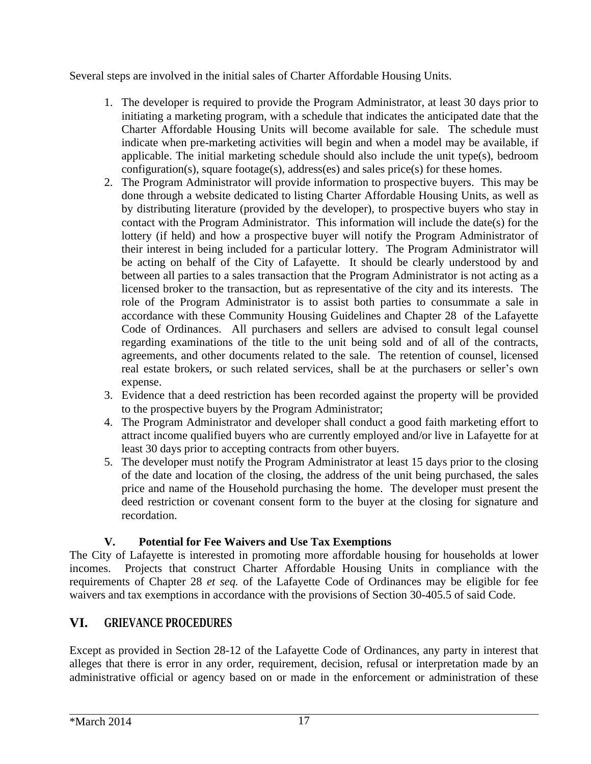Several steps are involved in the initial sales of Charter Affordable Housing Units.

1. The developer is required to provide the Program Administrator, at least 30 days prior to initiating a marketing program, with a schedule that indicates the anticipated date that the Charter Affordable Housing Units will become available for sale. The schedule must indicate when pre-marketing activities will begin and when a model may be available, if applicable. The initial marketing schedule should also include the unit type(s), bedroom configuration(s), square footage(s), address(es) and sales price(s) for these homes.
2. The Program Administrator will provide information to prospective buyers. This may be done through a website dedicated to listing Charter Affordable Housing Units, as well as by distributing literature (provided by the developer), to prospective buyers who stay in contact with the Program Administrator. This information will include the date(s) for the lottery (if held) and how a prospective buyer will notify the Program Administrator of their interest in being included for a particular lottery. The Program Administrator will be acting on behalf of the City of Lafayette. It should be clearly understood by and between all parties to a sales transaction that the Program Administrator is not acting as a licensed broker to the transaction, but as representative of the city and its interests. The role of the Program Administrator is to assist both parties to consummate a sale in accordance with these Community Housing Guidelines and Chapter 28 of the Lafayette Code of Ordinances. All purchasers and sellers are advised to consult legal counsel regarding examinations of the title to the unit being sold and of all of the contracts, agreements, and other documents related to the sale. The retention of counsel, licensed real estate brokers, or such related services, shall be at the purchasers or seller's own expense.
3. Evidence that a deed restriction has been recorded against the property will be provided to the prospective buyers by the Program Administrator;
4. The Program Administrator and developer shall conduct a good faith marketing effort to attract income qualified buyers who are currently employed and/or live in Lafayette for at least 30 days prior to accepting contracts from other buyers.
5. The developer must notify the Program Administrator at least 15 days prior to the closing of the date and location of the closing, the address of the unit being purchased, the sales price and name of the Household purchasing the home. The developer must present the deed restriction or covenant consent form to the buyer at the closing for signature and recordation.

### V. Potential for Fee Waivers and Use Tax Exemptions

The City of Lafayette is interested in promoting more affordable housing for households at lower incomes. Projects that construct Charter Affordable Housing Units in compliance with the requirements of Chapter 28 *et seq.* of the Lafayette Code of Ordinances may be eligible for fee waivers and tax exemptions in accordance with the provisions of Section 30-405.5 of said Code.

## VI. GRIEVANCE PROCEDURES

Except as provided in Section 28-12 of the Lafayette Code of Ordinances, any party in interest that alleges that there is error in any order, requirement, decision, refusal or interpretation made by an administrative official or agency based on or made in the enforcement or administration of these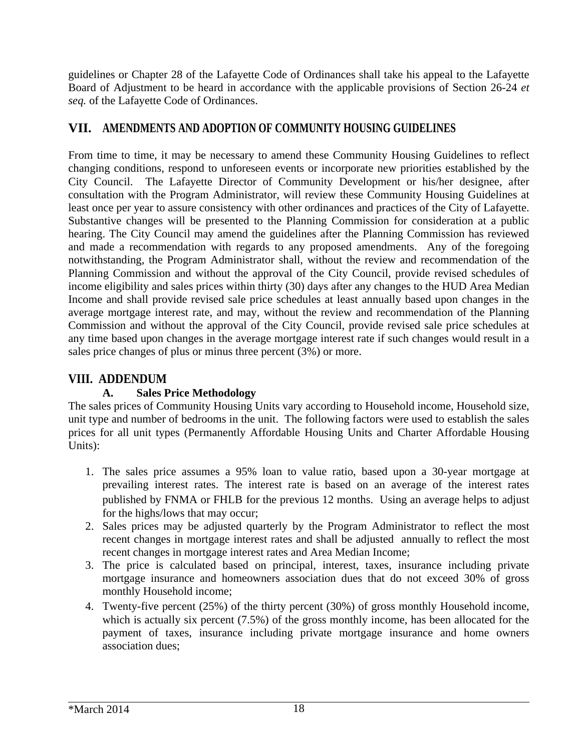guidelines or Chapter 28 of the Lafayette Code of Ordinances shall take his appeal to the Lafayette Board of Adjustment to be heard in accordance with the applicable provisions of Section 26-24 *et seq.* of the Lafayette Code of Ordinances.

## VII. AMENDMENTS AND ADOPTION OF COMMUNITY HOUSING GUIDELINES

From time to time, it may be necessary to amend these Community Housing Guidelines to reflect changing conditions, respond to unforeseen events or incorporate new priorities established by the City Council. The Lafayette Director of Community Development or his/her designee, after consultation with the Program Administrator, will review these Community Housing Guidelines at least once per year to assure consistency with other ordinances and practices of the City of Lafayette. Substantive changes will be presented to the Planning Commission for consideration at a public hearing. The City Council may amend the guidelines after the Planning Commission has reviewed and made a recommendation with regards to any proposed amendments. Any of the foregoing notwithstanding, the Program Administrator shall, without the review and recommendation of the Planning Commission and without the approval of the City Council, provide revised schedules of income eligibility and sales prices within thirty (30) days after any changes to the HUD Area Median Income and shall provide revised sale price schedules at least annually based upon changes in the average mortgage interest rate, and may, without the review and recommendation of the Planning Commission and without the approval of the City Council, provide revised sale price schedules at any time based upon changes in the average mortgage interest rate if such changes would result in a sales price changes of plus or minus three percent (3%) or more.

## VIII. ADDENDUM

### A. Sales Price Methodology

The sales prices of Community Housing Units vary according to Household income, Household size, unit type and number of bedrooms in the unit. The following factors were used to establish the sales prices for all unit types (Permanently Affordable Housing Units and Charter Affordable Housing Units):

1. The sales price assumes a 95% loan to value ratio, based upon a 30-year mortgage at prevailing interest rates. The interest rate is based on an average of the interest rates published by FNMA or FHLB for the previous 12 months. Using an average helps to adjust for the highs/lows that may occur;
2. Sales prices may be adjusted quarterly by the Program Administrator to reflect the most recent changes in mortgage interest rates and shall be adjusted annually to reflect the most recent changes in mortgage interest rates and Area Median Income;
3. The price is calculated based on principal, interest, taxes, insurance including private mortgage insurance and homeowners association dues that do not exceed 30% of gross monthly Household income;
4. Twenty-five percent (25%) of the thirty percent (30%) of gross monthly Household income, which is actually six percent (7.5%) of the gross monthly income, has been allocated for the payment of taxes, insurance including private mortgage insurance and home owners association dues;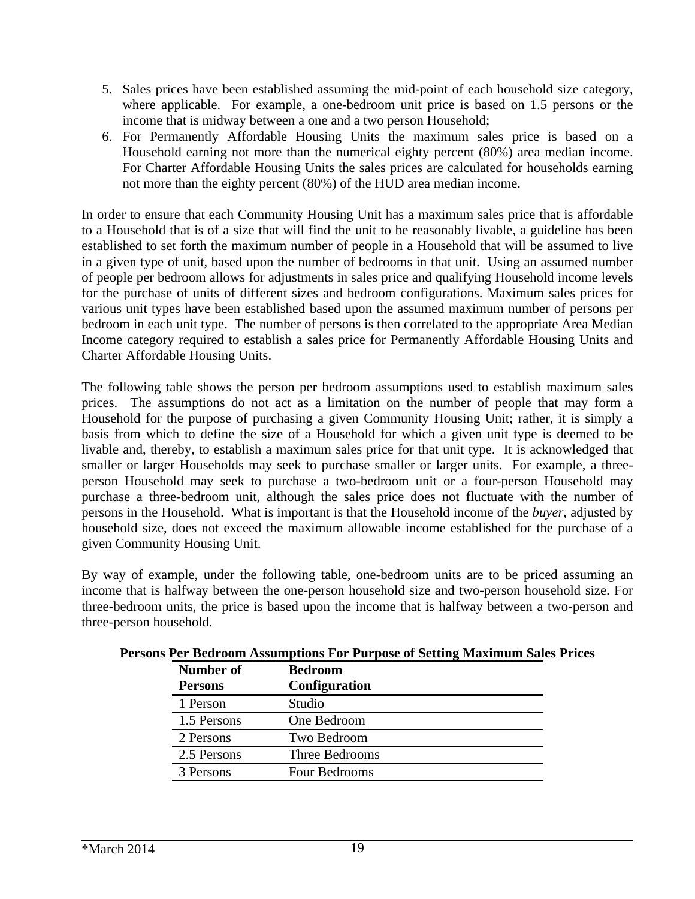5. Sales prices have been established assuming the mid-point of each household size category, where applicable. For example, a one-bedroom unit price is based on 1.5 persons or the income that is midway between a one and a two person Household;
6. For Permanently Affordable Housing Units the maximum sales price is based on a Household earning not more than the numerical eighty percent (80%) area median income. For Charter Affordable Housing Units the sales prices are calculated for households earning not more than the eighty percent (80%) of the HUD area median income.

In order to ensure that each Community Housing Unit has a maximum sales price that is affordable to a Household that is of a size that will find the unit to be reasonably livable, a guideline has been established to set forth the maximum number of people in a Household that will be assumed to live in a given type of unit, based upon the number of bedrooms in that unit. Using an assumed number of people per bedroom allows for adjustments in sales price and qualifying Household income levels for the purchase of units of different sizes and bedroom configurations. Maximum sales prices for various unit types have been established based upon the assumed maximum number of persons per bedroom in each unit type. The number of persons is then correlated to the appropriate Area Median Income category required to establish a sales price for Permanently Affordable Housing Units and Charter Affordable Housing Units.

The following table shows the person per bedroom assumptions used to establish maximum sales prices. The assumptions do not act as a limitation on the number of people that may form a Household for the purpose of purchasing a given Community Housing Unit; rather, it is simply a basis from which to define the size of a Household for which a given unit type is deemed to be livable and, thereby, to establish a maximum sales price for that unit type. It is acknowledged that smaller or larger Households may seek to purchase smaller or larger units. For example, a three-person Household may seek to purchase a two-bedroom unit or a four-person Household may purchase a three-bedroom unit, although the sales price does not fluctuate with the number of persons in the Household. What is important is that the Household income of the *buyer,* adjusted by household size, does not exceed the maximum allowable income established for the purchase of a given Community Housing Unit.

By way of example, under the following table, one-bedroom units are to be priced assuming an income that is halfway between the one-person household size and two-person household size. For three-bedroom units, the price is based upon the income that is halfway between a two-person and three-person household.

**Persons Per Bedroom Assumptions For Purpose of Setting Maximum Sales Prices**

| Number of Persons | Bedroom Configuration |
|---|---|
| 1 Person | Studio |
| 1.5 Persons | One Bedroom |
| 2 Persons | Two Bedroom |
| 2.5 Persons | Three Bedrooms |
| 3 Persons | Four Bedrooms |

*March 2014